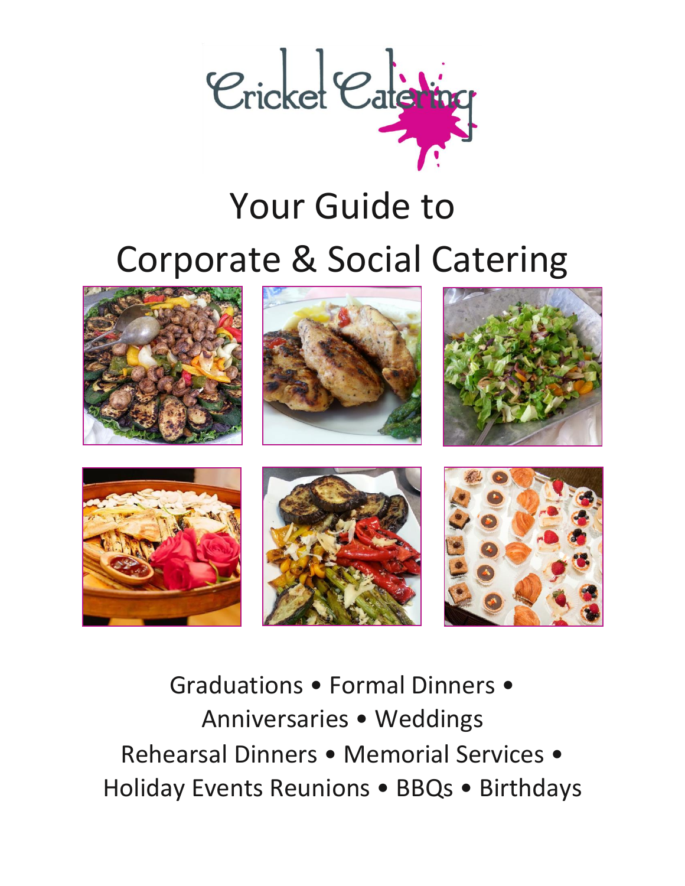Cricket Catering

# Your Guide to Corporate & Social Catering

Graduations • Formal Dinners • Anniversaries • Weddings
Rehearsal Dinners • Memorial Services • Holiday Events Reunions • BBQs • Birthdays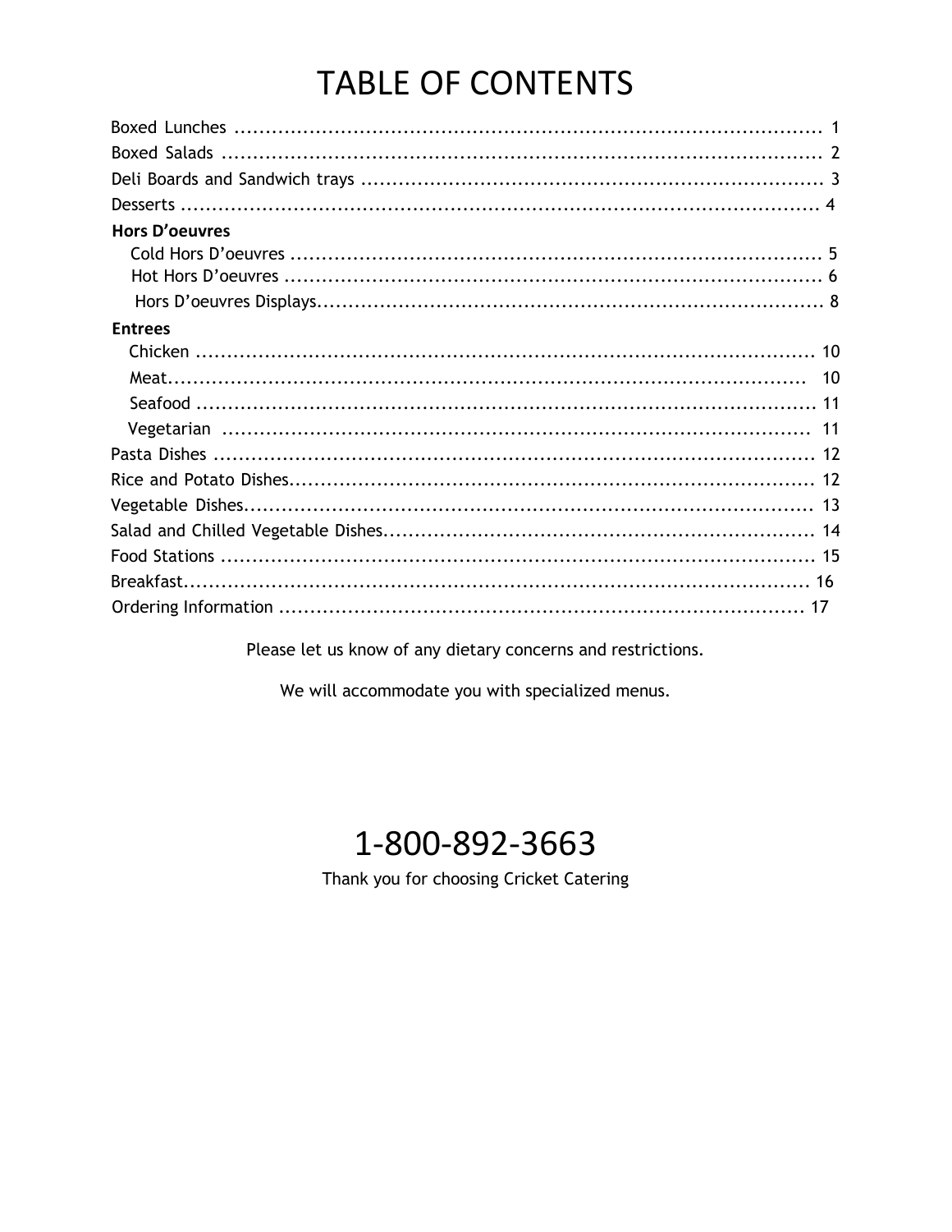# TABLE OF CONTENTS

Boxed Lunches ........................................................................................ 1
Boxed Salads ......................................................................................... 2
Deli Boards and Sandwich trays .................................................................. 3
Desserts ................................................................................................ 4

**Hors D'oeuvres**

- Cold Hors D'oeuvres ............................................................................ 5
- Hot Hors D'oeuvres ............................................................................. 6
- Hors D'oeuvres Displays........................................................................ 8

**Entrees**

- Chicken .............................................................................................. 10
- Meat.................................................................................................. 10
- Seafood ............................................................................................. 11
- Vegetarian ......................................................................................... 11

Pasta Dishes ........................................................................................... 12
Rice and Potato Dishes............................................................................. 12
Vegetable Dishes..................................................................................... 13
Salad and Chilled Vegetable Dishes............................................................. 14
Food Stations ......................................................................................... 15
Breakfast............................................................................................... 16
Ordering Information ............................................................................... 17

Please let us know of any dietary concerns and restrictions.

We will accommodate you with specialized menus.

# 1-800-892-3663

Thank you for choosing Cricket Catering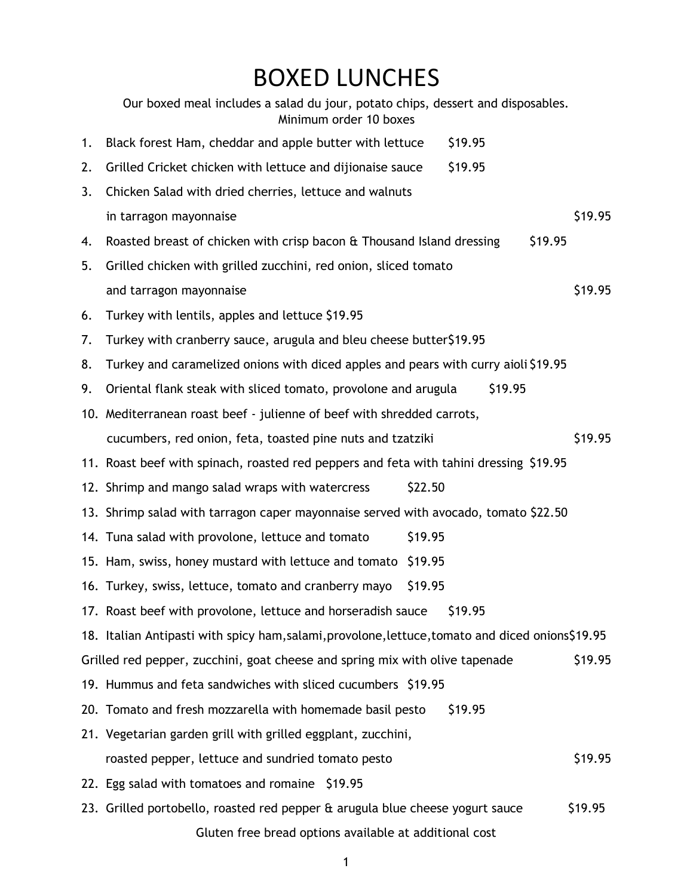# BOXED LUNCHES

Our boxed meal includes a salad du jour, potato chips, dessert and disposables.
Minimum order 10 boxes

1. Black forest Ham, cheddar and apple butter with lettuce $19.95
2. Grilled Cricket chicken with lettuce and dijionaise sauce $19.95
3. Chicken Salad with dried cherries, lettuce and walnuts in tarragon mayonnaise $19.95
4. Roasted breast of chicken with crisp bacon & Thousand Island dressing $19.95
5. Grilled chicken with grilled zucchini, red onion, sliced tomato and tarragon mayonnaise $19.95
6. Turkey with lentils, apples and lettuce $19.95
7. Turkey with cranberry sauce, arugula and bleu cheese butter$19.95
8. Turkey and caramelized onions with diced apples and pears with curry aioli $19.95
9. Oriental flank steak with sliced tomato, provolone and arugula $19.95
10. Mediterranean roast beef - julienne of beef with shredded carrots, cucumbers, red onion, feta, toasted pine nuts and tzatziki $19.95
11. Roast beef with spinach, roasted red peppers and feta with tahini dressing $19.95
12. Shrimp and mango salad wraps with watercress $22.50
13. Shrimp salad with tarragon caper mayonnaise served with avocado, tomato $22.50
14. Tuna salad with provolone, lettuce and tomato $19.95
15. Ham, swiss, honey mustard with lettuce and tomato $19.95
16. Turkey, swiss, lettuce, tomato and cranberry mayo $19.95
17. Roast beef with provolone, lettuce and horseradish sauce $19.95
18. Italian Antipasti with spicy ham,salami,provolone,lettuce,tomato and diced onions$19.95

Grilled red pepper, zucchini, goat cheese and spring mix with olive tapenade $19.95

19. Hummus and feta sandwiches with sliced cucumbers $19.95
20. Tomato and fresh mozzarella with homemade basil pesto $19.95
21. Vegetarian garden grill with grilled eggplant, zucchini, roasted pepper, lettuce and sundried tomato pesto $19.95
22. Egg salad with tomatoes and romaine $19.95
23. Grilled portobello, roasted red pepper & arugula blue cheese yogurt sauce $19.95

Gluten free bread options available at additional cost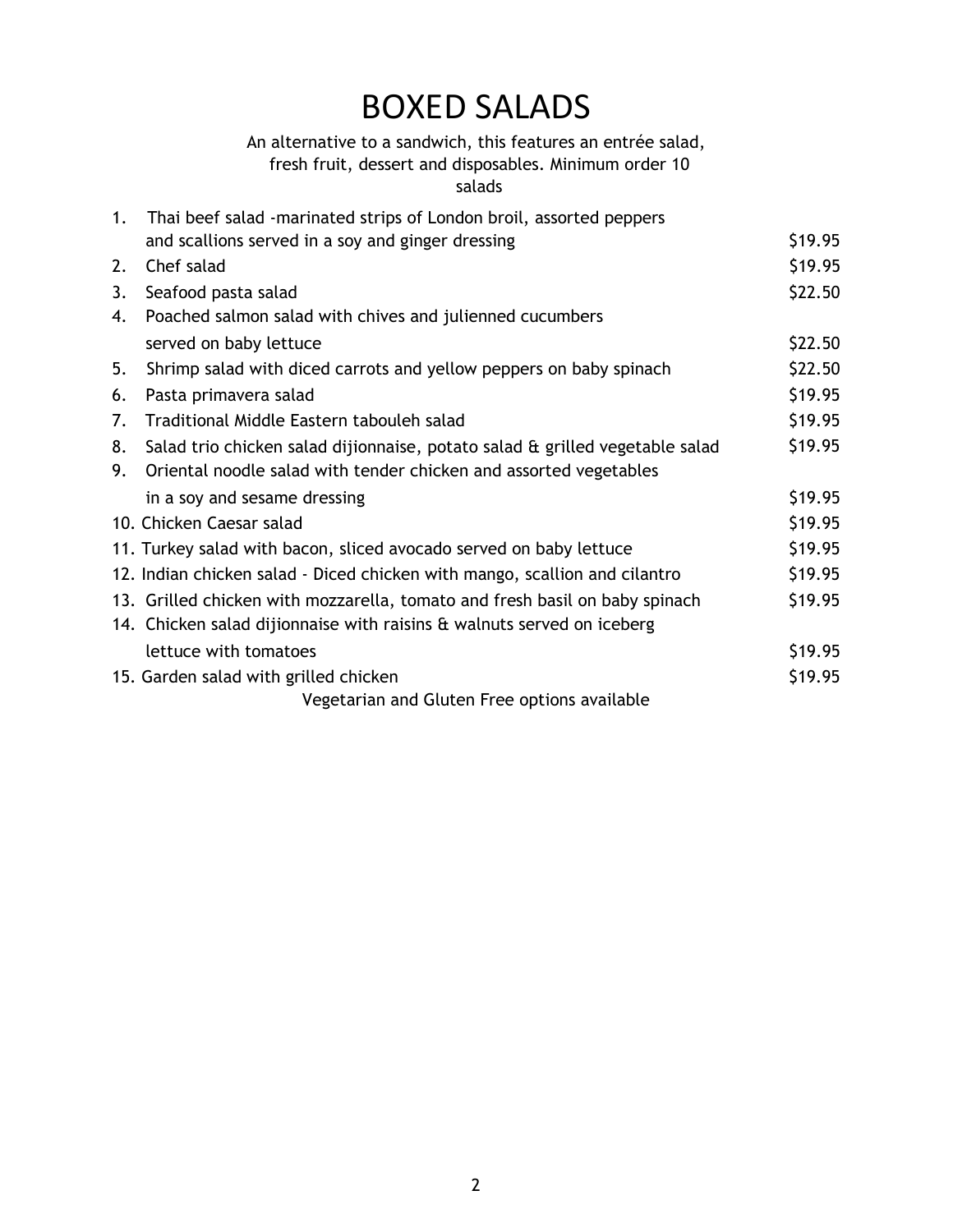# BOXED SALADS

An alternative to a sandwich, this features an entrée salad, fresh fruit, dessert and disposables. Minimum order 10 salads

| # | Salad | Price |
|---|---|---|
| 1. | Thai beef salad -marinated strips of London broil, assorted peppers and scallions served in a soy and ginger dressing | $19.95 |
| 2. | Chef salad | $19.95 |
| 3. | Seafood pasta salad | $22.50 |
| 4. | Poached salmon salad with chives and julienned cucumbers served on baby lettuce | $22.50 |
| 5. | Shrimp salad with diced carrots and yellow peppers on baby spinach | $22.50 |
| 6. | Pasta primavera salad | $19.95 |
| 7. | Traditional Middle Eastern tabouleh salad | $19.95 |
| 8. | Salad trio chicken salad dijionnaise, potato salad & grilled vegetable salad | $19.95 |
| 9. | Oriental noodle salad with tender chicken and assorted vegetables in a soy and sesame dressing | $19.95 |
| 10. | Chicken Caesar salad | $19.95 |
| 11. | Turkey salad with bacon, sliced avocado served on baby lettuce | $19.95 |
| 12. | Indian chicken salad - Diced chicken with mango, scallion and cilantro | $19.95 |
| 13. | Grilled chicken with mozzarella, tomato and fresh basil on baby spinach | $19.95 |
| 14. | Chicken salad dijionnaise with raisins & walnuts served on iceberg lettuce with tomatoes | $19.95 |
| 15. | Garden salad with grilled chicken | $19.95 |

Vegetarian and Gluten Free options available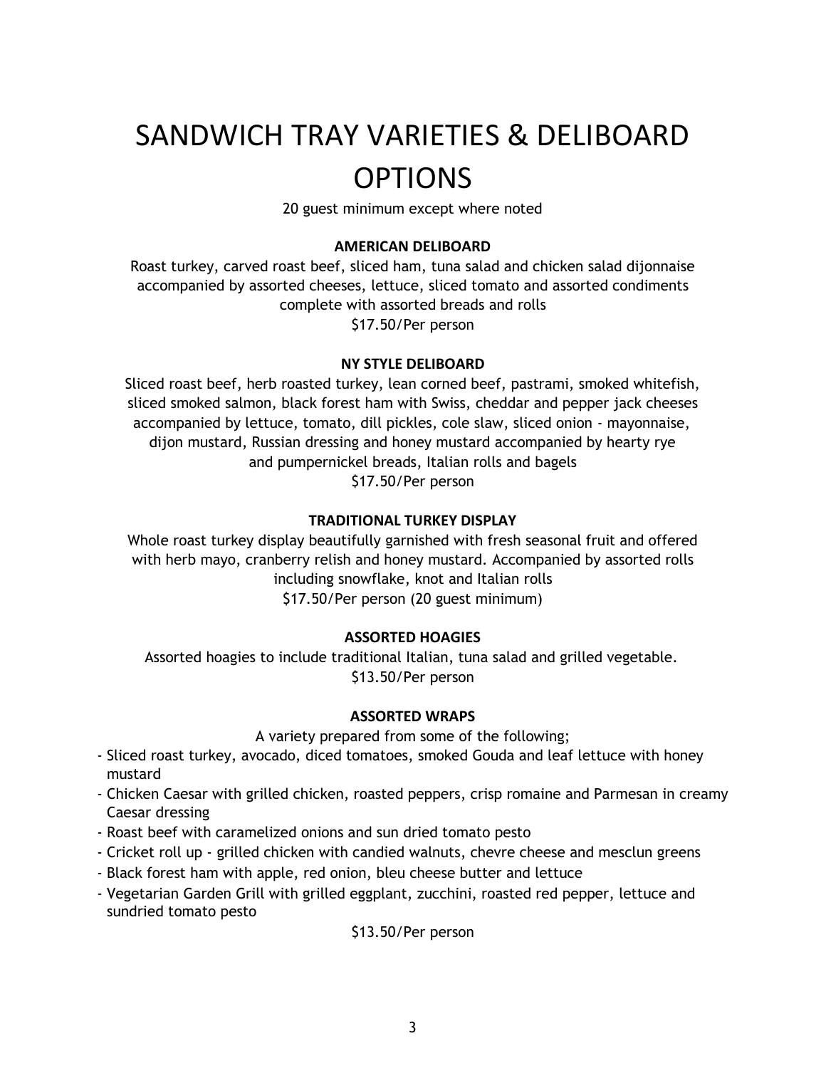# SANDWICH TRAY VARIETIES & DELIBOARD OPTIONS

20 guest minimum except where noted

### AMERICAN DELIBOARD

Roast turkey, carved roast beef, sliced ham, tuna salad and chicken salad dijonnaise accompanied by assorted cheeses, lettuce, sliced tomato and assorted condiments complete with assorted breads and rolls

$17.50/Per person

### NY STYLE DELIBOARD

Sliced roast beef, herb roasted turkey, lean corned beef, pastrami, smoked whitefish, sliced smoked salmon, black forest ham with Swiss, cheddar and pepper jack cheeses accompanied by lettuce, tomato, dill pickles, cole slaw, sliced onion - mayonnaise, dijon mustard, Russian dressing and honey mustard accompanied by hearty rye and pumpernickel breads, Italian rolls and bagels

$17.50/Per person

### TRADITIONAL TURKEY DISPLAY

Whole roast turkey display beautifully garnished with fresh seasonal fruit and offered with herb mayo, cranberry relish and honey mustard. Accompanied by assorted rolls including snowflake, knot and Italian rolls

$17.50/Per person (20 guest minimum)

### ASSORTED HOAGIES

Assorted hoagies to include traditional Italian, tuna salad and grilled vegetable.

$13.50/Per person

### ASSORTED WRAPS

A variety prepared from some of the following;

- Sliced roast turkey, avocado, diced tomatoes, smoked Gouda and leaf lettuce with honey mustard
- Chicken Caesar with grilled chicken, roasted peppers, crisp romaine and Parmesan in creamy Caesar dressing
- Roast beef with caramelized onions and sun dried tomato pesto
- Cricket roll up - grilled chicken with candied walnuts, chevre cheese and mesclun greens
- Black forest ham with apple, red onion, bleu cheese butter and lettuce
- Vegetarian Garden Grill with grilled eggplant, zucchini, roasted red pepper, lettuce and sundried tomato pesto

$13.50/Per person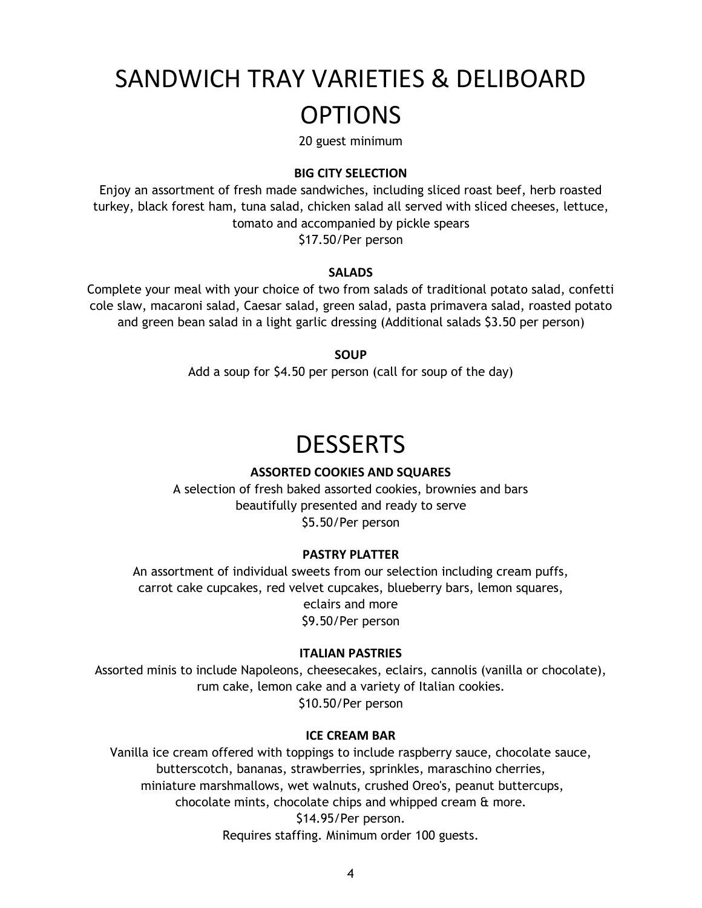# SANDWICH TRAY VARIETIES & DELIBOARD OPTIONS

20 guest minimum

**BIG CITY SELECTION**

Enjoy an assortment of fresh made sandwiches, including sliced roast beef, herb roasted turkey, black forest ham, tuna salad, chicken salad all served with sliced cheeses, lettuce, tomato and accompanied by pickle spears

$17.50/Per person

**SALADS**

Complete your meal with your choice of two from salads of traditional potato salad, confetti cole slaw, macaroni salad, Caesar salad, green salad, pasta primavera salad, roasted potato and green bean salad in a light garlic dressing (Additional salads $3.50 per person)

**SOUP**

Add a soup for $4.50 per person (call for soup of the day)

# DESSERTS

**ASSORTED COOKIES AND SQUARES**

A selection of fresh baked assorted cookies, brownies and bars beautifully presented and ready to serve

$5.50/Per person

**PASTRY PLATTER**

An assortment of individual sweets from our selection including cream puffs, carrot cake cupcakes, red velvet cupcakes, blueberry bars, lemon squares, eclairs and more

$9.50/Per person

**ITALIAN PASTRIES**

Assorted minis to include Napoleons, cheesecakes, eclairs, cannolis (vanilla or chocolate), rum cake, lemon cake and a variety of Italian cookies.

$10.50/Per person

**ICE CREAM BAR**

Vanilla ice cream offered with toppings to include raspberry sauce, chocolate sauce, butterscotch, bananas, strawberries, sprinkles, maraschino cherries, miniature marshmallows, wet walnuts, crushed Oreo's, peanut buttercups, chocolate mints, chocolate chips and whipped cream & more.

$14.95/Per person.

Requires staffing. Minimum order 100 guests.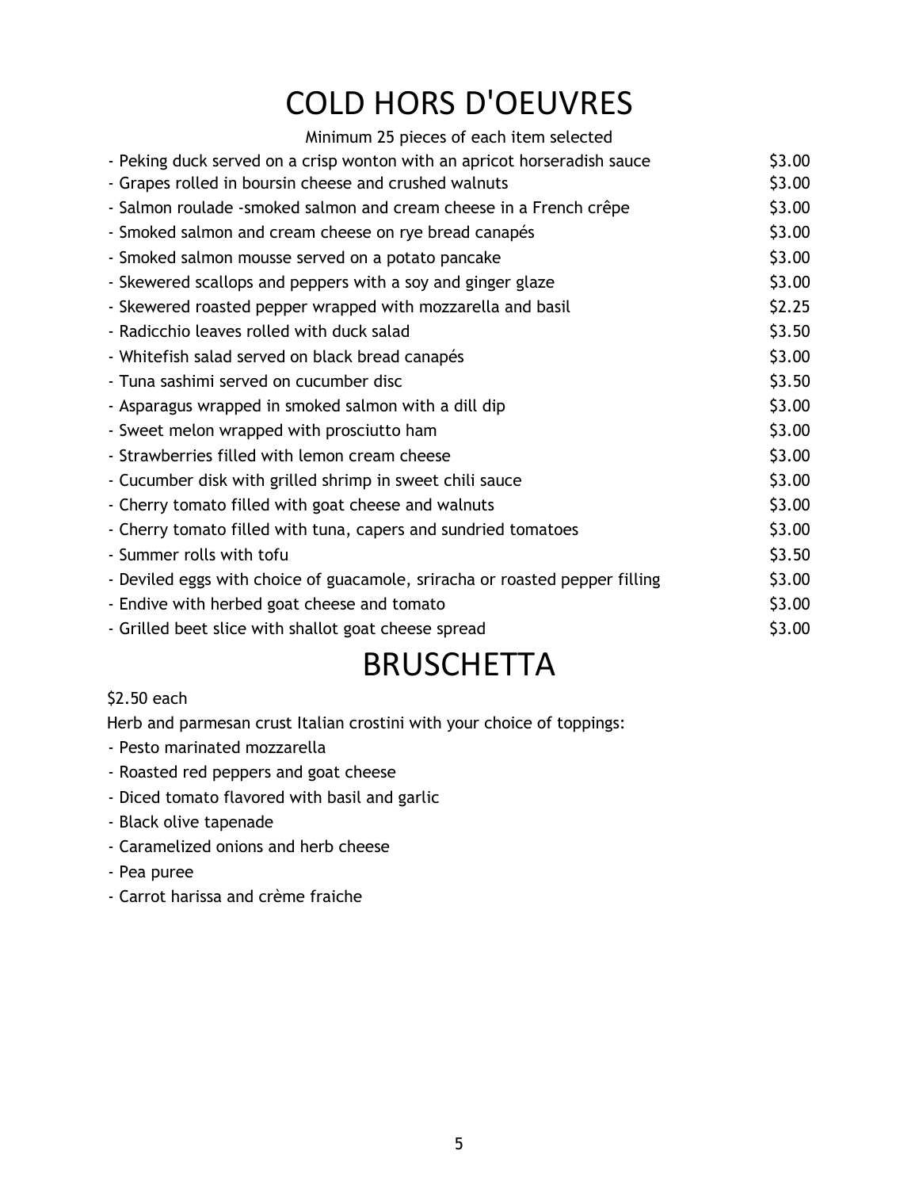# COLD HORS D'OEUVRES

Minimum 25 pieces of each item selected

| Item | Price |
|---|---|
| - Peking duck served on a crisp wonton with an apricot horseradish sauce | $3.00 |
| - Grapes rolled in boursin cheese and crushed walnuts | $3.00 |
| - Salmon roulade -smoked salmon and cream cheese in a French crêpe | $3.00 |
| - Smoked salmon and cream cheese on rye bread canapés | $3.00 |
| - Smoked salmon mousse served on a potato pancake | $3.00 |
| - Skewered scallops and peppers with a soy and ginger glaze | $3.00 |
| - Skewered roasted pepper wrapped with mozzarella and basil | $2.25 |
| - Radicchio leaves rolled with duck salad | $3.50 |
| - Whitefish salad served on black bread canapés | $3.00 |
| - Tuna sashimi served on cucumber disc | $3.50 |
| - Asparagus wrapped in smoked salmon with a dill dip | $3.00 |
| - Sweet melon wrapped with prosciutto ham | $3.00 |
| - Strawberries filled with lemon cream cheese | $3.00 |
| - Cucumber disk with grilled shrimp in sweet chili sauce | $3.00 |
| - Cherry tomato filled with goat cheese and walnuts | $3.00 |
| - Cherry tomato filled with tuna, capers and sundried tomatoes | $3.00 |
| - Summer rolls with tofu | $3.50 |
| - Deviled eggs with choice of guacamole, sriracha or roasted pepper filling | $3.00 |
| - Endive with herbed goat cheese and tomato | $3.00 |
| - Grilled beet slice with shallot goat cheese spread | $3.00 |

# BRUSCHETTA

$2.50 each

Herb and parmesan crust Italian crostini with your choice of toppings:

- Pesto marinated mozzarella
- Roasted red peppers and goat cheese
- Diced tomato flavored with basil and garlic
- Black olive tapenade
- Caramelized onions and herb cheese
- Pea puree
- Carrot harissa and crème fraiche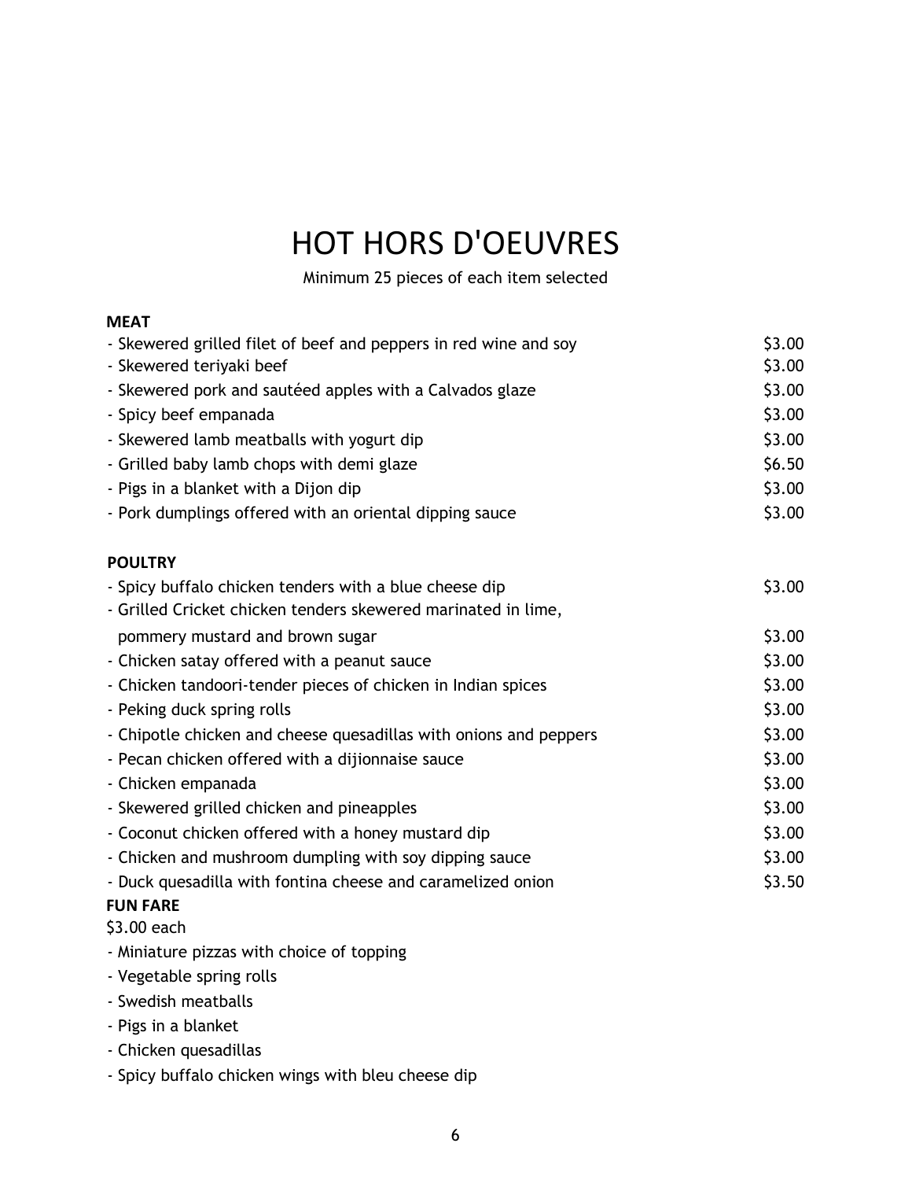# HOT HORS D'OEUVRES

Minimum 25 pieces of each item selected

**MEAT**

| Item | Price |
| --- | --- |
| - Skewered grilled filet of beef and peppers in red wine and soy | $3.00 |
| - Skewered teriyaki beef | $3.00 |
| - Skewered pork and sautéed apples with a Calvados glaze | $3.00 |
| - Spicy beef empanada | $3.00 |
| - Skewered lamb meatballs with yogurt dip | $3.00 |
| - Grilled baby lamb chops with demi glaze | $6.50 |
| - Pigs in a blanket with a Dijon dip | $3.00 |
| - Pork dumplings offered with an oriental dipping sauce | $3.00 |

**POULTRY**

| Item | Price |
| --- | --- |
| - Spicy buffalo chicken tenders with a blue cheese dip | $3.00 |
| - Grilled Cricket chicken tenders skewered marinated in lime, pommery mustard and brown sugar | $3.00 |
| - Chicken satay offered with a peanut sauce | $3.00 |
| - Chicken tandoori-tender pieces of chicken in Indian spices | $3.00 |
| - Peking duck spring rolls | $3.00 |
| - Chipotle chicken and cheese quesadillas with onions and peppers | $3.00 |
| - Pecan chicken offered with a dijionnaise sauce | $3.00 |
| - Chicken empanada | $3.00 |
| - Skewered grilled chicken and pineapples | $3.00 |
| - Coconut chicken offered with a honey mustard dip | $3.00 |
| - Chicken and mushroom dumpling with soy dipping sauce | $3.00 |
| - Duck quesadilla with fontina cheese and caramelized onion | $3.50 |

**FUN FARE**

$3.00 each

- Miniature pizzas with choice of topping
- Vegetable spring rolls
- Swedish meatballs
- Pigs in a blanket
- Chicken quesadillas
- Spicy buffalo chicken wings with bleu cheese dip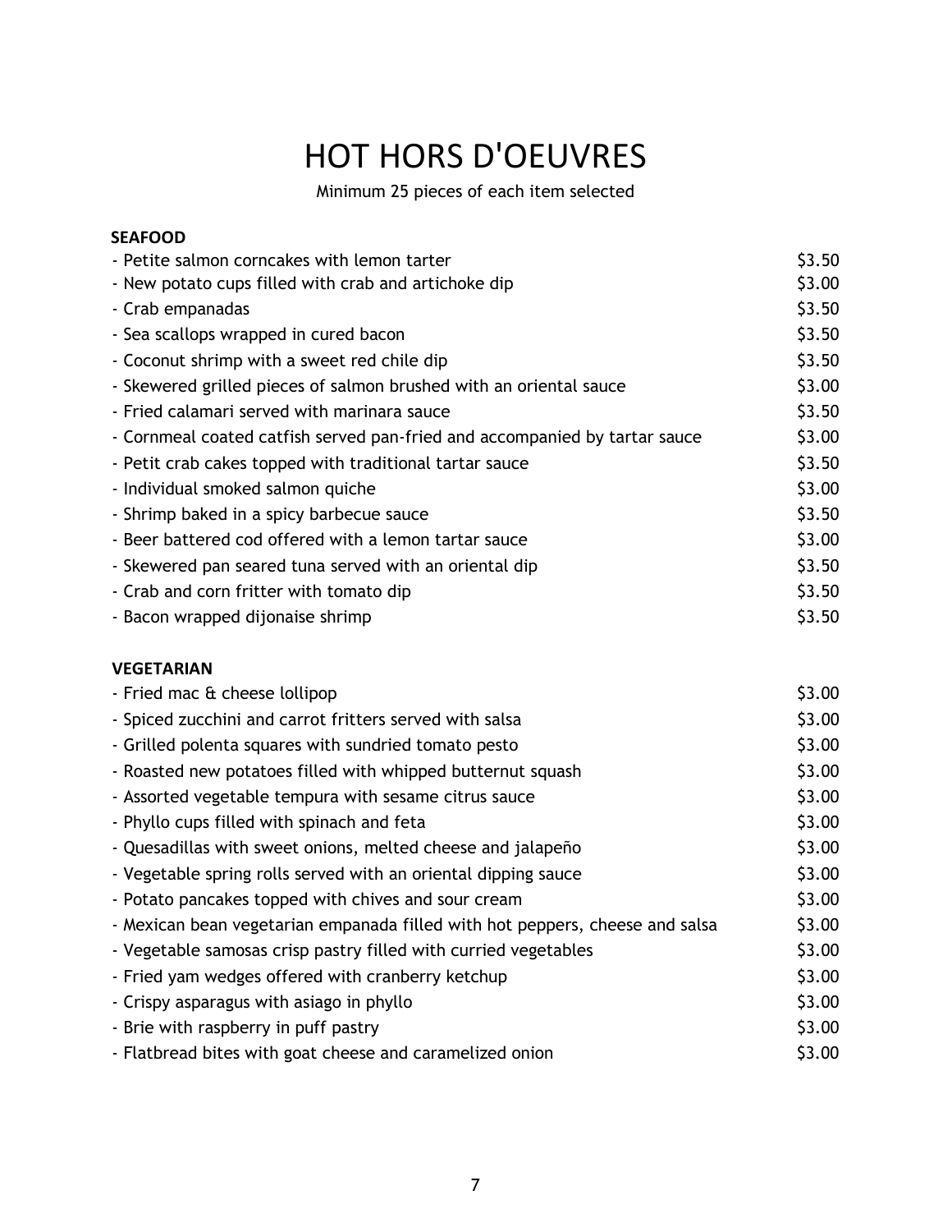# HOT HORS D'OEUVRES

Minimum 25 pieces of each item selected

**SEAFOOD**

| | |
|---|---|
| - Petite salmon corncakes with lemon tarter | $3.50 |
| - New potato cups filled with crab and artichoke dip | $3.00 |
| - Crab empanadas | $3.50 |
| - Sea scallops wrapped in cured bacon | $3.50 |
| - Coconut shrimp with a sweet red chile dip | $3.50 |
| - Skewered grilled pieces of salmon brushed with an oriental sauce | $3.00 |
| - Fried calamari served with marinara sauce | $3.50 |
| - Cornmeal coated catfish served pan-fried and accompanied by tartar sauce | $3.00 |
| - Petit crab cakes topped with traditional tartar sauce | $3.50 |
| - Individual smoked salmon quiche | $3.00 |
| - Shrimp baked in a spicy barbecue sauce | $3.50 |
| - Beer battered cod offered with a lemon tartar sauce | $3.00 |
| - Skewered pan seared tuna served with an oriental dip | $3.50 |
| - Crab and corn fritter with tomato dip | $3.50 |
| - Bacon wrapped dijonaise shrimp | $3.50 |

**VEGETARIAN**

| | |
|---|---|
| - Fried mac & cheese lollipop | $3.00 |
| - Spiced zucchini and carrot fritters served with salsa | $3.00 |
| - Grilled polenta squares with sundried tomato pesto | $3.00 |
| - Roasted new potatoes filled with whipped butternut squash | $3.00 |
| - Assorted vegetable tempura with sesame citrus sauce | $3.00 |
| - Phyllo cups filled with spinach and feta | $3.00 |
| - Quesadillas with sweet onions, melted cheese and jalapeño | $3.00 |
| - Vegetable spring rolls served with an oriental dipping sauce | $3.00 |
| - Potato pancakes topped with chives and sour cream | $3.00 |
| - Mexican bean vegetarian empanada filled with hot peppers, cheese and salsa | $3.00 |
| - Vegetable samosas crisp pastry filled with curried vegetables | $3.00 |
| - Fried yam wedges offered with cranberry ketchup | $3.00 |
| - Crispy asparagus with asiago in phyllo | $3.00 |
| - Brie with raspberry in puff pastry | $3.00 |
| - Flatbread bites with goat cheese and caramelized onion | $3.00 |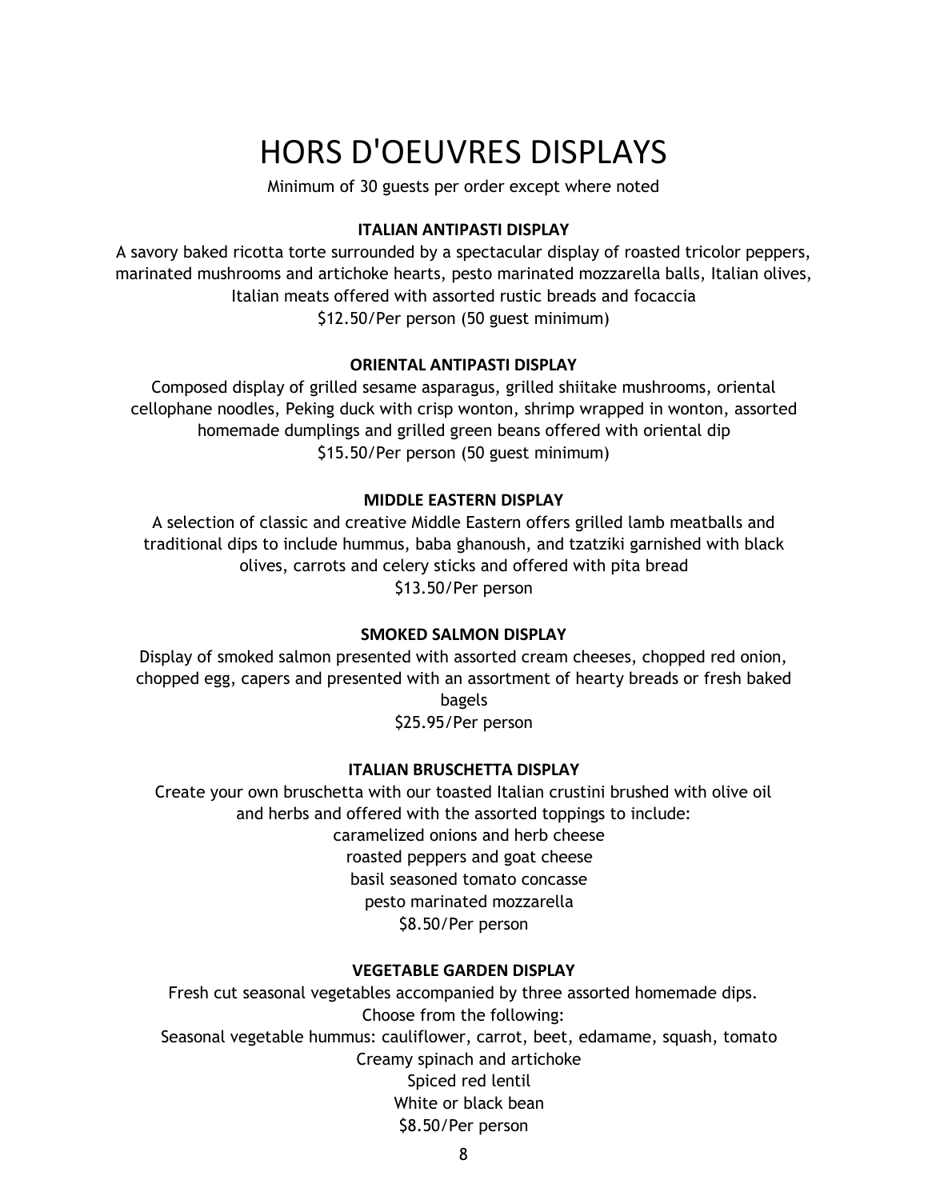# HORS D'OEUVRES DISPLAYS

Minimum of 30 guests per order except where noted

### ITALIAN ANTIPASTI DISPLAY

A savory baked ricotta torte surrounded by a spectacular display of roasted tricolor peppers, marinated mushrooms and artichoke hearts, pesto marinated mozzarella balls, Italian olives, Italian meats offered with assorted rustic breads and focaccia

$12.50/Per person (50 guest minimum)

### ORIENTAL ANTIPASTI DISPLAY

Composed display of grilled sesame asparagus, grilled shiitake mushrooms, oriental cellophane noodles, Peking duck with crisp wonton, shrimp wrapped in wonton, assorted homemade dumplings and grilled green beans offered with oriental dip

$15.50/Per person (50 guest minimum)

### MIDDLE EASTERN DISPLAY

A selection of classic and creative Middle Eastern offers grilled lamb meatballs and traditional dips to include hummus, baba ghanoush, and tzatziki garnished with black olives, carrots and celery sticks and offered with pita bread

$13.50/Per person

### SMOKED SALMON DISPLAY

Display of smoked salmon presented with assorted cream cheeses, chopped red onion, chopped egg, capers and presented with an assortment of hearty breads or fresh baked bagels

$25.95/Per person

### ITALIAN BRUSCHETTA DISPLAY

Create your own bruschetta with our toasted Italian crustini brushed with olive oil and herbs and offered with the assorted toppings to include:

caramelized onions and herb cheese
roasted peppers and goat cheese
basil seasoned tomato concasse
pesto marinated mozzarella

$8.50/Per person

### VEGETABLE GARDEN DISPLAY

Fresh cut seasonal vegetables accompanied by three assorted homemade dips.
Choose from the following:

Seasonal vegetable hummus: cauliflower, carrot, beet, edamame, squash, tomato
Creamy spinach and artichoke
Spiced red lentil
White or black bean

$8.50/Per person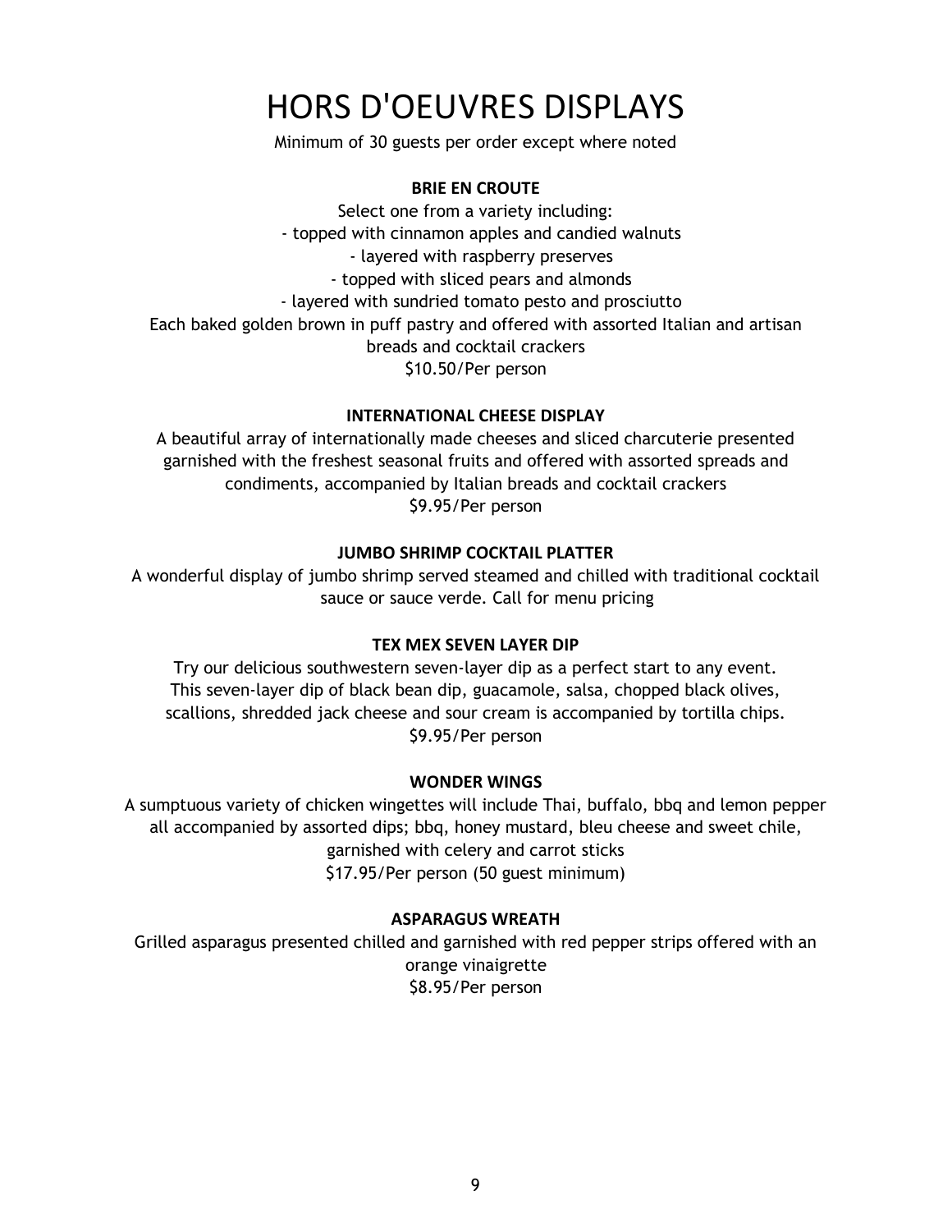# HORS D'OEUVRES DISPLAYS

Minimum of 30 guests per order except where noted

### BRIE EN CROUTE

Select one from a variety including:

- topped with cinnamon apples and candied walnuts
- layered with raspberry preserves
- topped with sliced pears and almonds
- layered with sundried tomato pesto and prosciutto

Each baked golden brown in puff pastry and offered with assorted Italian and artisan breads and cocktail crackers

$10.50/Per person

### INTERNATIONAL CHEESE DISPLAY

A beautiful array of internationally made cheeses and sliced charcuterie presented garnished with the freshest seasonal fruits and offered with assorted spreads and condiments, accompanied by Italian breads and cocktail crackers

$9.95/Per person

### JUMBO SHRIMP COCKTAIL PLATTER

A wonderful display of jumbo shrimp served steamed and chilled with traditional cocktail sauce or sauce verde. Call for menu pricing

### TEX MEX SEVEN LAYER DIP

Try our delicious southwestern seven-layer dip as a perfect start to any event. This seven-layer dip of black bean dip, guacamole, salsa, chopped black olives, scallions, shredded jack cheese and sour cream is accompanied by tortilla chips.

$9.95/Per person

### WONDER WINGS

A sumptuous variety of chicken wingettes will include Thai, buffalo, bbq and lemon pepper all accompanied by assorted dips; bbq, honey mustard, bleu cheese and sweet chile, garnished with celery and carrot sticks

$17.95/Per person (50 guest minimum)

### ASPARAGUS WREATH

Grilled asparagus presented chilled and garnished with red pepper strips offered with an orange vinaigrette

$8.95/Per person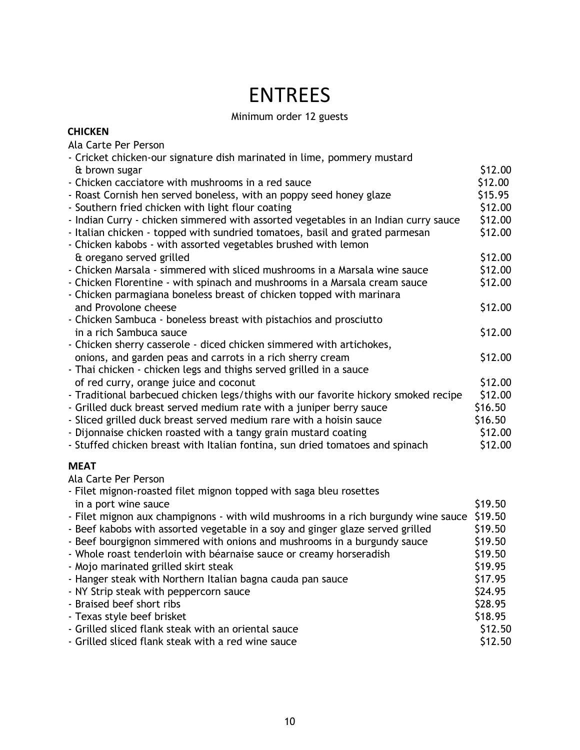# ENTREES

Minimum order 12 guests

**CHICKEN**

Ala Carte Per Person

- Cricket chicken-our signature dish marinated in lime, pommery mustard & brown sugar — $12.00
- Chicken cacciatore with mushrooms in a red sauce — $12.00
- Roast Cornish hen served boneless, with an poppy seed honey glaze — $15.95
- Southern fried chicken with light flour coating — $12.00
- Indian Curry - chicken simmered with assorted vegetables in an Indian curry sauce — $12.00
- Italian chicken - topped with sundried tomatoes, basil and grated parmesan — $12.00
- Chicken kabobs - with assorted vegetables brushed with lemon & oregano served grilled — $12.00
- Chicken Marsala - simmered with sliced mushrooms in a Marsala wine sauce — $12.00
- Chicken Florentine - with spinach and mushrooms in a Marsala cream sauce — $12.00
- Chicken parmagiana boneless breast of chicken topped with marinara and Provolone cheese — $12.00
- Chicken Sambuca - boneless breast with pistachios and prosciutto in a rich Sambuca sauce — $12.00
- Chicken sherry casserole - diced chicken simmered with artichokes, onions, and garden peas and carrots in a rich sherry cream — $12.00
- Thai chicken - chicken legs and thighs served grilled in a sauce of red curry, orange juice and coconut — $12.00
- Traditional barbecued chicken legs/thighs with our favorite hickory smoked recipe — $12.00
- Grilled duck breast served medium rate with a juniper berry sauce — $16.50
- Sliced grilled duck breast served medium rare with a hoisin sauce — $16.50
- Dijonnaise chicken roasted with a tangy grain mustard coating — $12.00
- Stuffed chicken breast with Italian fontina, sun dried tomatoes and spinach — $12.00

**MEAT**

Ala Carte Per Person

- Filet mignon-roasted filet mignon topped with saga bleu rosettes in a port wine sauce — $19.50
- Filet mignon aux champignons - with wild mushrooms in a rich burgundy wine sauce — $19.50
- Beef kabobs with assorted vegetable in a soy and ginger glaze served grilled — $19.50
- Beef bourgignon simmered with onions and mushrooms in a burgundy sauce — $19.50
- Whole roast tenderloin with béarnaise sauce or creamy horseradish — $19.50
- Mojo marinated grilled skirt steak — $19.95
- Hanger steak with Northern Italian bagna cauda pan sauce — $17.95
- NY Strip steak with peppercorn sauce — $24.95
- Braised beef short ribs — $28.95
- Texas style beef brisket — $18.95
- Grilled sliced flank steak with an oriental sauce — $12.50
- Grilled sliced flank steak with a red wine sauce — $12.50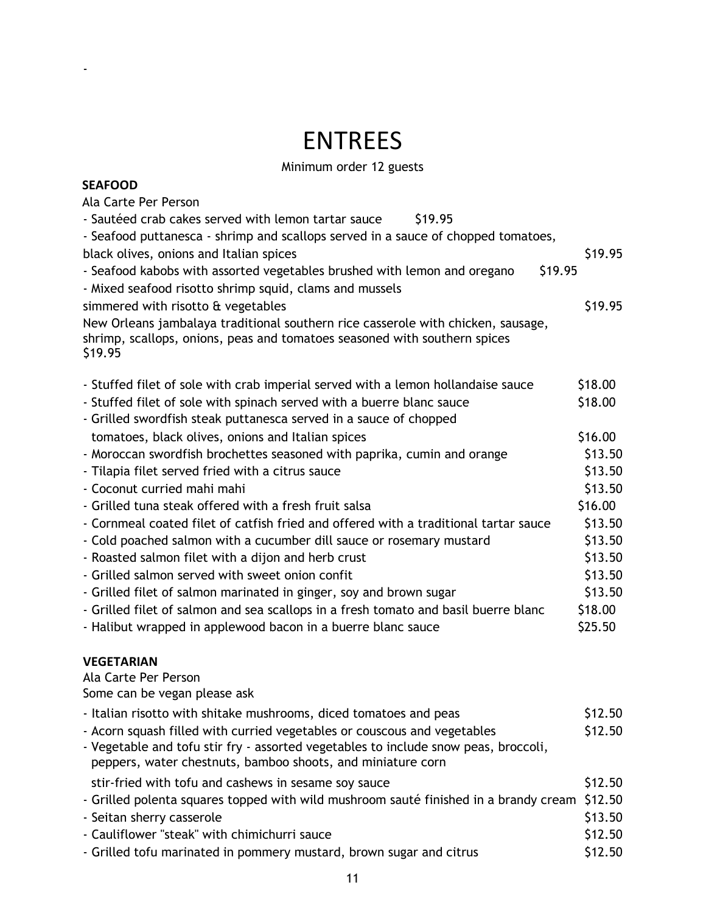-

# ENTREES

Minimum order 12 guests

**SEAFOOD**

Ala Carte Per Person

- Sautéed crab cakes served with lemon tartar sauce $19.95
- Seafood puttanesca - shrimp and scallops served in a sauce of chopped tomatoes, black olives, onions and Italian spices $19.95
- Seafood kabobs with assorted vegetables brushed with lemon and oregano $19.95
- Mixed seafood risotto shrimp squid, clams and mussels simmered with risotto & vegetables $19.95

New Orleans jambalaya traditional southern rice casserole with chicken, sausage, shrimp, scallops, onions, peas and tomatoes seasoned with southern spices $19.95

- Stuffed filet of sole with crab imperial served with a lemon hollandaise sauce $18.00
- Stuffed filet of sole with spinach served with a buerre blanc sauce $18.00
- Grilled swordfish steak puttanesca served in a sauce of chopped tomatoes, black olives, onions and Italian spices $16.00
- Moroccan swordfish brochettes seasoned with paprika, cumin and orange $13.50
- Tilapia filet served fried with a citrus sauce $13.50
- Coconut curried mahi mahi $13.50
- Grilled tuna steak offered with a fresh fruit salsa $16.00
- Cornmeal coated filet of catfish fried and offered with a traditional tartar sauce $13.50
- Cold poached salmon with a cucumber dill sauce or rosemary mustard $13.50
- Roasted salmon filet with a dijon and herb crust $13.50
- Grilled salmon served with sweet onion confit $13.50
- Grilled filet of salmon marinated in ginger, soy and brown sugar $13.50
- Grilled filet of salmon and sea scallops in a fresh tomato and basil buerre blanc $18.00
- Halibut wrapped in applewood bacon in a buerre blanc sauce $25.50

**VEGETARIAN**

Ala Carte Per Person

Some can be vegan please ask

- Italian risotto with shitake mushrooms, diced tomatoes and peas $12.50
- Acorn squash filled with curried vegetables or couscous and vegetables $12.50
- Vegetable and tofu stir fry - assorted vegetables to include snow peas, broccoli, peppers, water chestnuts, bamboo shoots, and miniature corn stir-fried with tofu and cashews in sesame soy sauce $12.50
- Grilled polenta squares topped with wild mushroom sauté finished in a brandy cream $12.50
- Seitan sherry casserole $13.50
- Cauliflower "steak" with chimichurri sauce $12.50
- Grilled tofu marinated in pommery mustard, brown sugar and citrus $12.50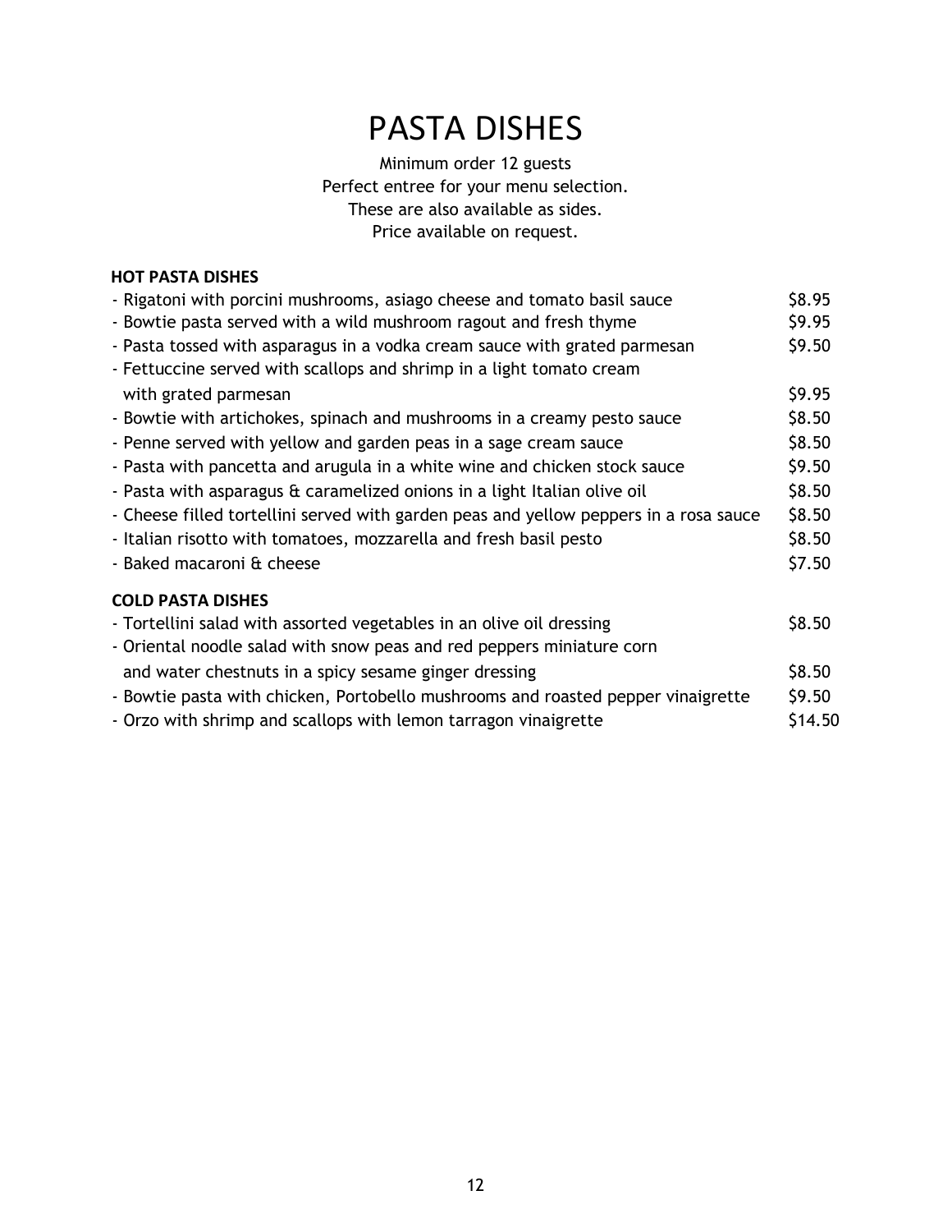# PASTA DISHES

Minimum order 12 guests
Perfect entree for your menu selection.
These are also available as sides.
Price available on request.

**HOT PASTA DISHES**

| | |
|---|---|
| - Rigatoni with porcini mushrooms, asiago cheese and tomato basil sauce | $8.95 |
| - Bowtie pasta served with a wild mushroom ragout and fresh thyme | $9.95 |
| - Pasta tossed with asparagus in a vodka cream sauce with grated parmesan | $9.50 |
| - Fettuccine served with scallops and shrimp in a light tomato cream with grated parmesan | $9.95 |
| - Bowtie with artichokes, spinach and mushrooms in a creamy pesto sauce | $8.50 |
| - Penne served with yellow and garden peas in a sage cream sauce | $8.50 |
| - Pasta with pancetta and arugula in a white wine and chicken stock sauce | $9.50 |
| - Pasta with asparagus & caramelized onions in a light Italian olive oil | $8.50 |
| - Cheese filled tortellini served with garden peas and yellow peppers in a rosa sauce | $8.50 |
| - Italian risotto with tomatoes, mozzarella and fresh basil pesto | $8.50 |
| - Baked macaroni & cheese | $7.50 |

**COLD PASTA DISHES**

| | |
|---|---|
| - Tortellini salad with assorted vegetables in an olive oil dressing | $8.50 |
| - Oriental noodle salad with snow peas and red peppers miniature corn and water chestnuts in a spicy sesame ginger dressing | $8.50 |
| - Bowtie pasta with chicken, Portobello mushrooms and roasted pepper vinaigrette | $9.50 |
| - Orzo with shrimp and scallops with lemon tarragon vinaigrette | $14.50 |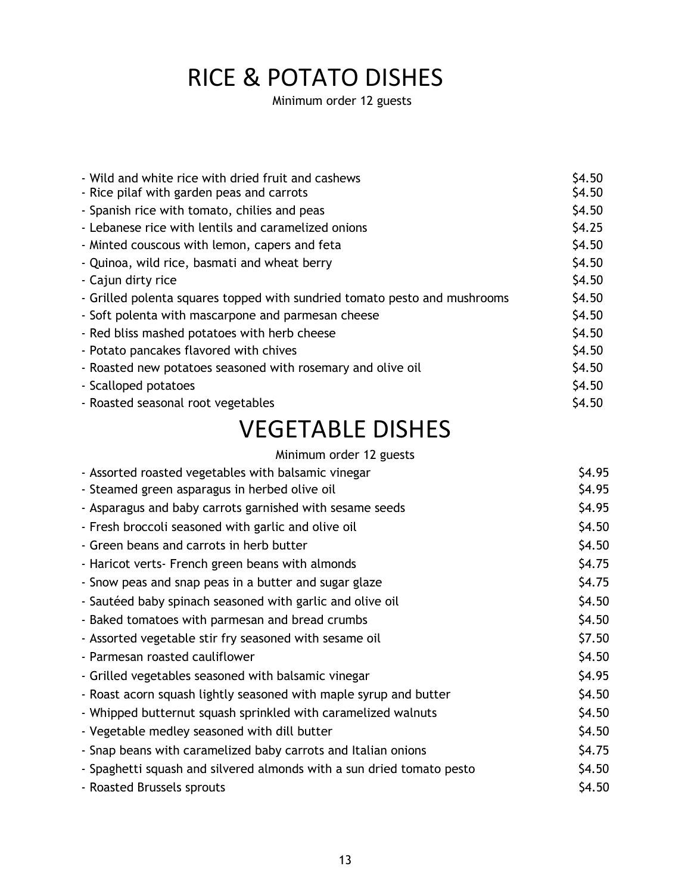# RICE & POTATO DISHES

Minimum order 12 guests

| | |
|---|---|
| - Wild and white rice with dried fruit and cashews | $4.50 |
| - Rice pilaf with garden peas and carrots | $4.50 |
| - Spanish rice with tomato, chilies and peas | $4.50 |
| - Lebanese rice with lentils and caramelized onions | $4.25 |
| - Minted couscous with lemon, capers and feta | $4.50 |
| - Quinoa, wild rice, basmati and wheat berry | $4.50 |
| - Cajun dirty rice | $4.50 |
| - Grilled polenta squares topped with sundried tomato pesto and mushrooms | $4.50 |
| - Soft polenta with mascarpone and parmesan cheese | $4.50 |
| - Red bliss mashed potatoes with herb cheese | $4.50 |
| - Potato pancakes flavored with chives | $4.50 |
| - Roasted new potatoes seasoned with rosemary and olive oil | $4.50 |
| - Scalloped potatoes | $4.50 |
| - Roasted seasonal root vegetables | $4.50 |

# VEGETABLE DISHES

Minimum order 12 guests

| | |
|---|---|
| - Assorted roasted vegetables with balsamic vinegar | $4.95 |
| - Steamed green asparagus in herbed olive oil | $4.95 |
| - Asparagus and baby carrots garnished with sesame seeds | $4.95 |
| - Fresh broccoli seasoned with garlic and olive oil | $4.50 |
| - Green beans and carrots in herb butter | $4.50 |
| - Haricot verts- French green beans with almonds | $4.75 |
| - Snow peas and snap peas in a butter and sugar glaze | $4.75 |
| - Sautéed baby spinach seasoned with garlic and olive oil | $4.50 |
| - Baked tomatoes with parmesan and bread crumbs | $4.50 |
| - Assorted vegetable stir fry seasoned with sesame oil | $7.50 |
| - Parmesan roasted cauliflower | $4.50 |
| - Grilled vegetables seasoned with balsamic vinegar | $4.95 |
| - Roast acorn squash lightly seasoned with maple syrup and butter | $4.50 |
| - Whipped butternut squash sprinkled with caramelized walnuts | $4.50 |
| - Vegetable medley seasoned with dill butter | $4.50 |
| - Snap beans with caramelized baby carrots and Italian onions | $4.75 |
| - Spaghetti squash and silvered almonds with a sun dried tomato pesto | $4.50 |
| - Roasted Brussels sprouts | $4.50 |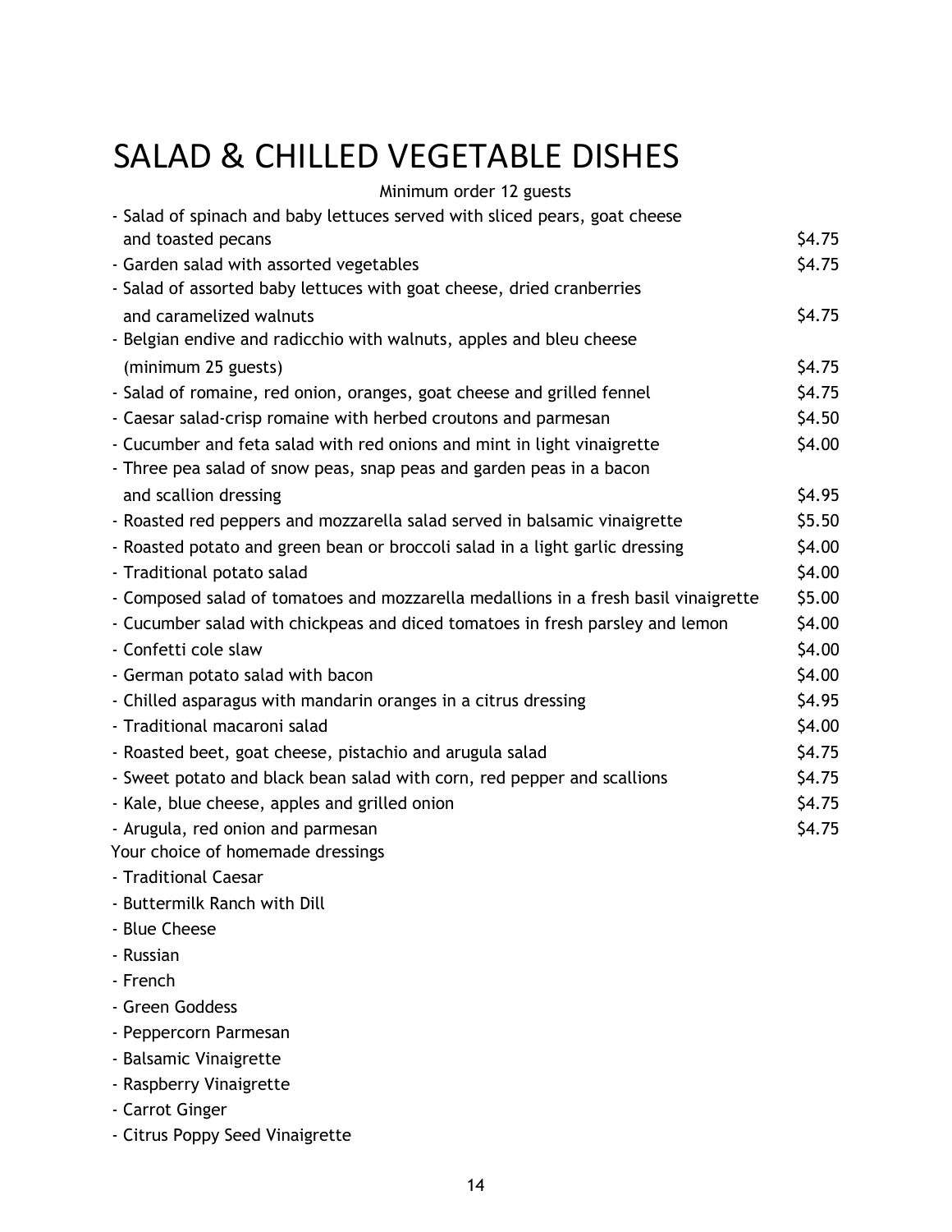# SALAD & CHILLED VEGETABLE DISHES

Minimum order 12 guests

| Item | Price |
|---|---|
| - Salad of spinach and baby lettuces served with sliced pears, goat cheese and toasted pecans | $4.75 |
| - Garden salad with assorted vegetables | $4.75 |
| - Salad of assorted baby lettuces with goat cheese, dried cranberries and caramelized walnuts | $4.75 |
| - Belgian endive and radicchio with walnuts, apples and bleu cheese (minimum 25 guests) | $4.75 |
| - Salad of romaine, red onion, oranges, goat cheese and grilled fennel | $4.75 |
| - Caesar salad-crisp romaine with herbed croutons and parmesan | $4.50 |
| - Cucumber and feta salad with red onions and mint in light vinaigrette | $4.00 |
| - Three pea salad of snow peas, snap peas and garden peas in a bacon and scallion dressing | $4.95 |
| - Roasted red peppers and mozzarella salad served in balsamic vinaigrette | $5.50 |
| - Roasted potato and green bean or broccoli salad in a light garlic dressing | $4.00 |
| - Traditional potato salad | $4.00 |
| - Composed salad of tomatoes and mozzarella medallions in a fresh basil vinaigrette | $5.00 |
| - Cucumber salad with chickpeas and diced tomatoes in fresh parsley and lemon | $4.00 |
| - Confetti cole slaw | $4.00 |
| - German potato salad with bacon | $4.00 |
| - Chilled asparagus with mandarin oranges in a citrus dressing | $4.95 |
| - Traditional macaroni salad | $4.00 |
| - Roasted beet, goat cheese, pistachio and arugula salad | $4.75 |
| - Sweet potato and black bean salad with corn, red pepper and scallions | $4.75 |
| - Kale, blue cheese, apples and grilled onion | $4.75 |
| - Arugula, red onion and parmesan | $4.75 |

Your choice of homemade dressings

- Traditional Caesar
- Buttermilk Ranch with Dill
- Blue Cheese
- Russian
- French
- Green Goddess
- Peppercorn Parmesan
- Balsamic Vinaigrette
- Raspberry Vinaigrette
- Carrot Ginger
- Citrus Poppy Seed Vinaigrette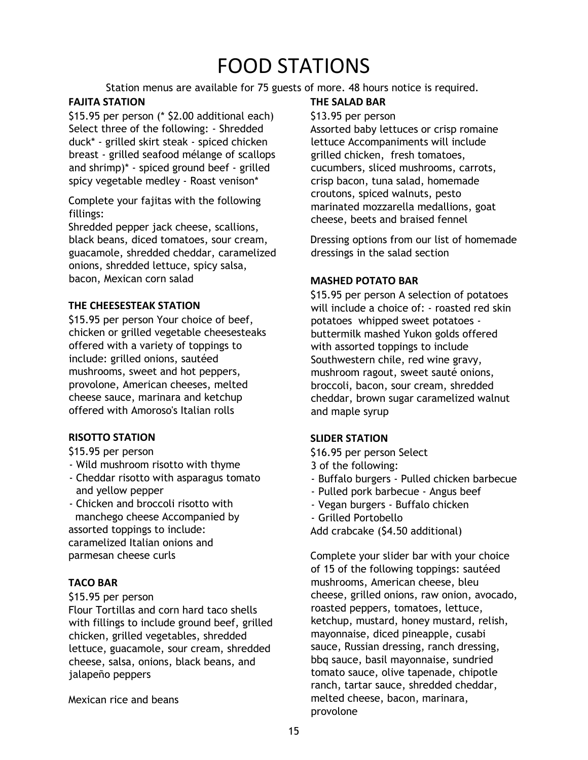# FOOD STATIONS

Station menus are available for 75 guests of more. 48 hours notice is required.

### FAJITA STATION

$15.95 per person (* $2.00 additional each) Select three of the following: - Shredded duck* - grilled skirt steak - spiced chicken breast - grilled seafood mélange of scallops and shrimp)* - spiced ground beef - grilled spicy vegetable medley - Roast venison*

Complete your fajitas with the following fillings:
Shredded pepper jack cheese, scallions, black beans, diced tomatoes, sour cream, guacamole, shredded cheddar, caramelized onions, shredded lettuce, spicy salsa, bacon, Mexican corn salad

### THE CHEESESTEAK STATION

$15.95 per person Your choice of beef, chicken or grilled vegetable cheesesteaks offered with a variety of toppings to include: grilled onions, sautéed mushrooms, sweet and hot peppers, provolone, American cheeses, melted cheese sauce, marinara and ketchup offered with Amoroso's Italian rolls

### RISOTTO STATION

$15.95 per person

- Wild mushroom risotto with thyme
- Cheddar risotto with asparagus tomato and yellow pepper
- Chicken and broccoli risotto with manchego cheese Accompanied by assorted toppings to include: caramelized Italian onions and parmesan cheese curls

### TACO BAR

$15.95 per person
Flour Tortillas and corn hard taco shells with fillings to include ground beef, grilled chicken, grilled vegetables, shredded lettuce, guacamole, sour cream, shredded cheese, salsa, onions, black beans, and jalapeño peppers

Mexican rice and beans

### THE SALAD BAR

$13.95 per person
Assorted baby lettuces or crisp romaine lettuce Accompaniments will include grilled chicken, fresh tomatoes, cucumbers, sliced mushrooms, carrots, crisp bacon, tuna salad, homemade croutons, spiced walnuts, pesto marinated mozzarella medallions, goat cheese, beets and braised fennel

Dressing options from our list of homemade dressings in the salad section

### MASHED POTATO BAR

$15.95 per person A selection of potatoes will include a choice of: - roasted red skin potatoes whipped sweet potatoes - buttermilk mashed Yukon golds offered with assorted toppings to include Southwestern chile, red wine gravy, mushroom ragout, sweet sauté onions, broccoli, bacon, sour cream, shredded cheddar, brown sugar caramelized walnut and maple syrup

### SLIDER STATION

$16.95 per person Select 3 of the following:

- Buffalo burgers - Pulled chicken barbecue
- Pulled pork barbecue - Angus beef
- Vegan burgers - Buffalo chicken
- Grilled Portobello

Add crabcake ($4.50 additional)

Complete your slider bar with your choice of 15 of the following toppings: sautéed mushrooms, American cheese, bleu cheese, grilled onions, raw onion, avocado, roasted peppers, tomatoes, lettuce, ketchup, mustard, honey mustard, relish, mayonnaise, diced pineapple, cusabi sauce, Russian dressing, ranch dressing, bbq sauce, basil mayonnaise, sundried tomato sauce, olive tapenade, chipotle ranch, tartar sauce, shredded cheddar, melted cheese, bacon, marinara, provolone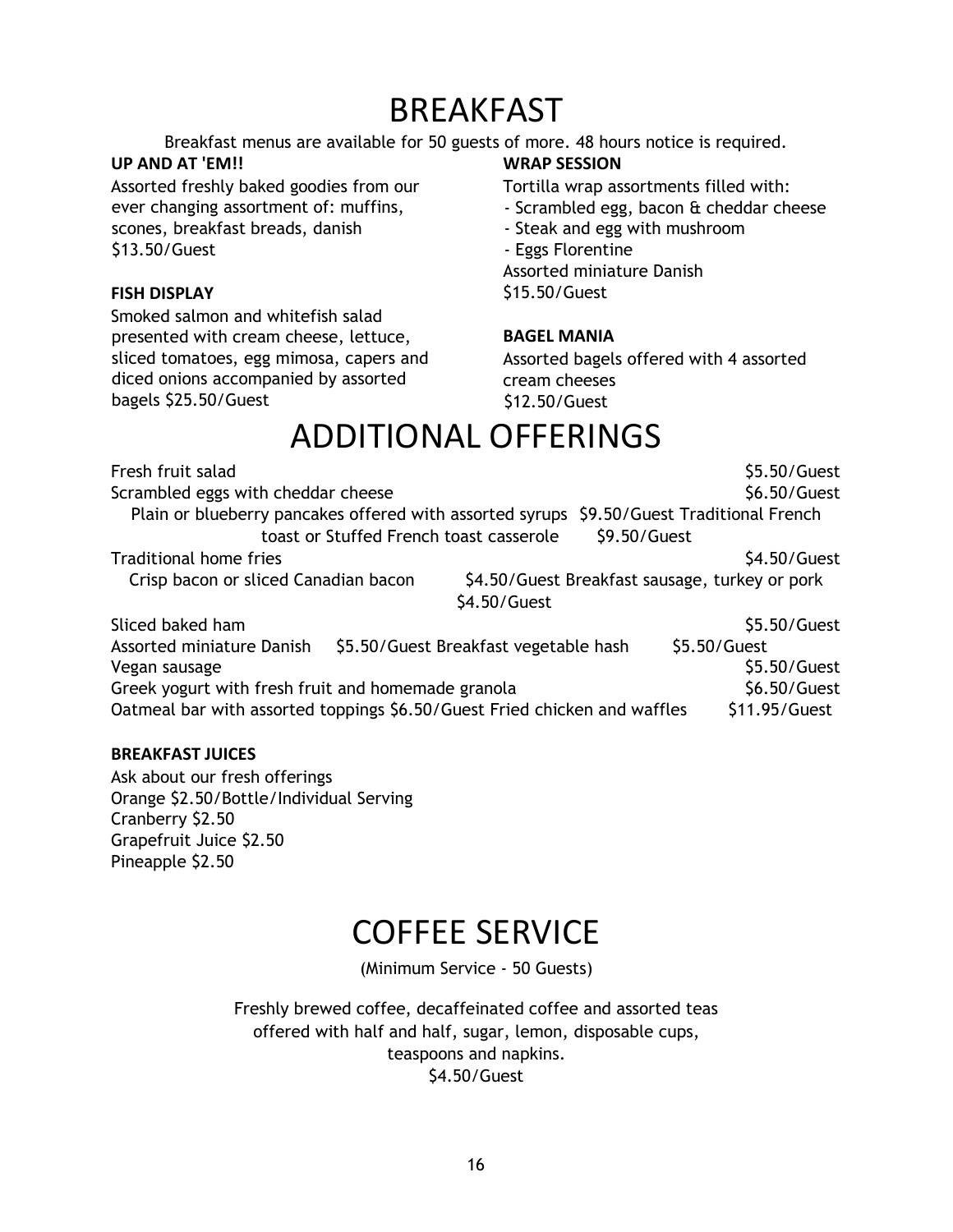# BREAKFAST

Breakfast menus are available for 50 guests of more. 48 hours notice is required.

**UP AND AT 'EM!!**

Assorted freshly baked goodies from our ever changing assortment of: muffins, scones, breakfast breads, danish
$13.50/Guest

**FISH DISPLAY**

Smoked salmon and whitefish salad presented with cream cheese, lettuce, sliced tomatoes, egg mimosa, capers and diced onions accompanied by assorted bagels $25.50/Guest

**WRAP SESSION**

Tortilla wrap assortments filled with:
- Scrambled egg, bacon & cheddar cheese
- Steak and egg with mushroom
- Eggs Florentine

Assorted miniature Danish
$15.50/Guest

**BAGEL MANIA**

Assorted bagels offered with 4 assorted cream cheeses
$12.50/Guest

# ADDITIONAL OFFERINGS

Fresh fruit salad $5.50/Guest
Scrambled eggs with cheddar cheese $6.50/Guest
Plain or blueberry pancakes offered with assorted syrups $9.50/Guest
Traditional French toast or Stuffed French toast casserole $9.50/Guest
Traditional home fries $4.50/Guest
Crisp bacon or sliced Canadian bacon $4.50/Guest
Breakfast sausage, turkey or pork $4.50/Guest
Sliced baked ham $5.50/Guest
Assorted miniature Danish $5.50/Guest
Breakfast vegetable hash $5.50/Guest
Vegan sausage $5.50/Guest
Greek yogurt with fresh fruit and homemade granola $6.50/Guest
Oatmeal bar with assorted toppings $6.50/Guest
Fried chicken and waffles $11.95/Guest

**BREAKFAST JUICES**

Ask about our fresh offerings
Orange $2.50/Bottle/Individual Serving
Cranberry $2.50
Grapefruit Juice $2.50
Pineapple $2.50

# COFFEE SERVICE

(Minimum Service - 50 Guests)

Freshly brewed coffee, decaffeinated coffee and assorted teas offered with half and half, sugar, lemon, disposable cups, teaspoons and napkins.
$4.50/Guest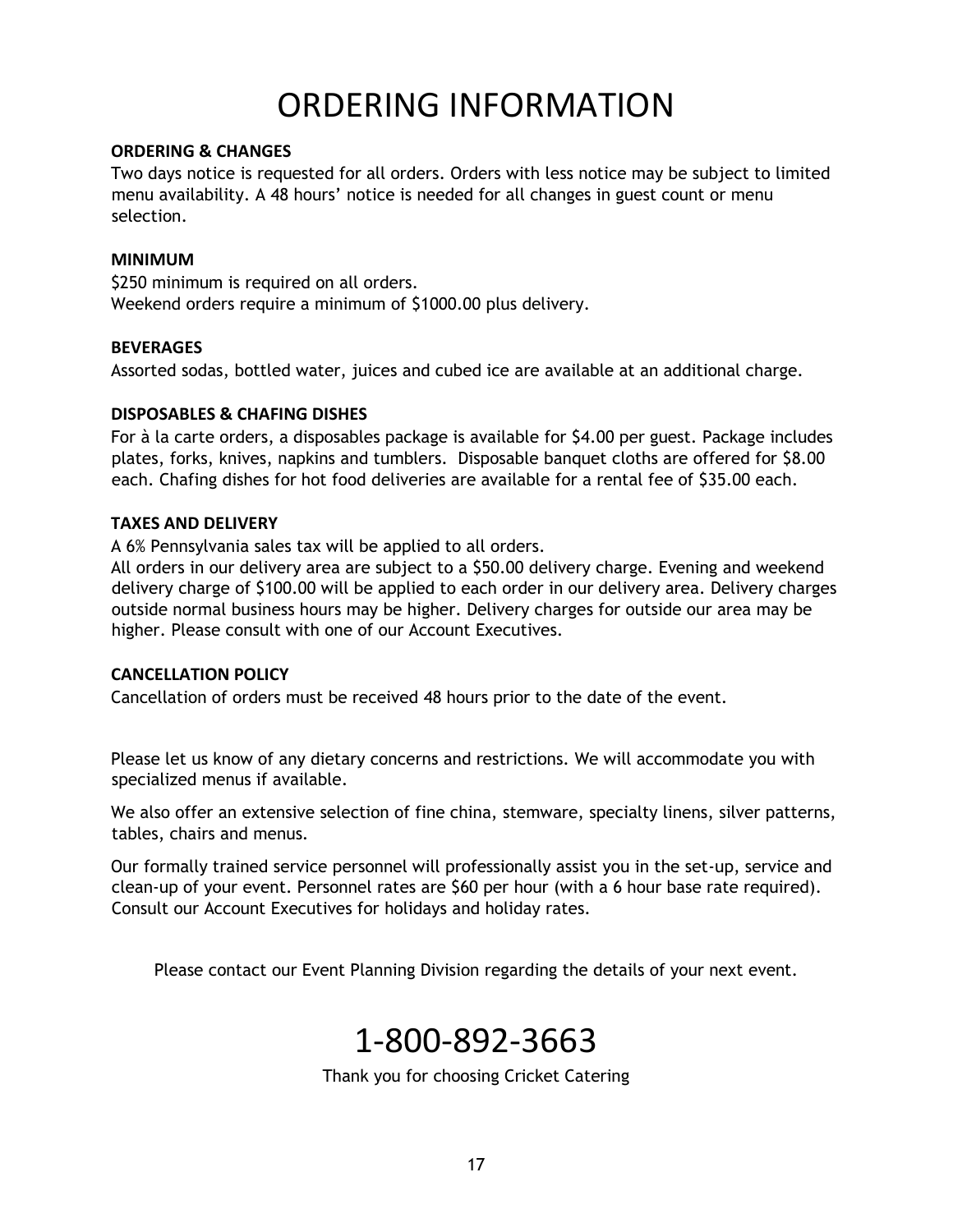# ORDERING INFORMATION

**ORDERING & CHANGES**

Two days notice is requested for all orders. Orders with less notice may be subject to limited menu availability. A 48 hours' notice is needed for all changes in guest count or menu selection.

**MINIMUM**

$250 minimum is required on all orders.
Weekend orders require a minimum of $1000.00 plus delivery.

**BEVERAGES**

Assorted sodas, bottled water, juices and cubed ice are available at an additional charge.

**DISPOSABLES & CHAFING DISHES**

For à la carte orders, a disposables package is available for $4.00 per guest. Package includes plates, forks, knives, napkins and tumblers. Disposable banquet cloths are offered for $8.00 each. Chafing dishes for hot food deliveries are available for a rental fee of $35.00 each.

**TAXES AND DELIVERY**

A 6% Pennsylvania sales tax will be applied to all orders.
All orders in our delivery area are subject to a $50.00 delivery charge. Evening and weekend delivery charge of $100.00 will be applied to each order in our delivery area. Delivery charges outside normal business hours may be higher. Delivery charges for outside our area may be higher. Please consult with one of our Account Executives.

**CANCELLATION POLICY**

Cancellation of orders must be received 48 hours prior to the date of the event.

Please let us know of any dietary concerns and restrictions. We will accommodate you with specialized menus if available.

We also offer an extensive selection of fine china, stemware, specialty linens, silver patterns, tables, chairs and menus.

Our formally trained service personnel will professionally assist you in the set-up, service and clean-up of your event. Personnel rates are $60 per hour (with a 6 hour base rate required). Consult our Account Executives for holidays and holiday rates.

Please contact our Event Planning Division regarding the details of your next event.

# 1-800-892-3663

Thank you for choosing Cricket Catering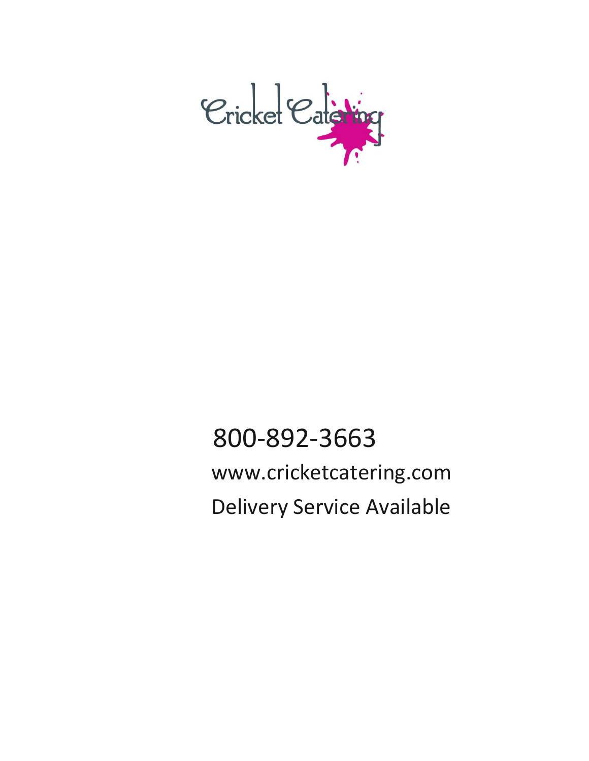Cricket Catering

800-892-3663

www.cricketcatering.com

Delivery Service Available